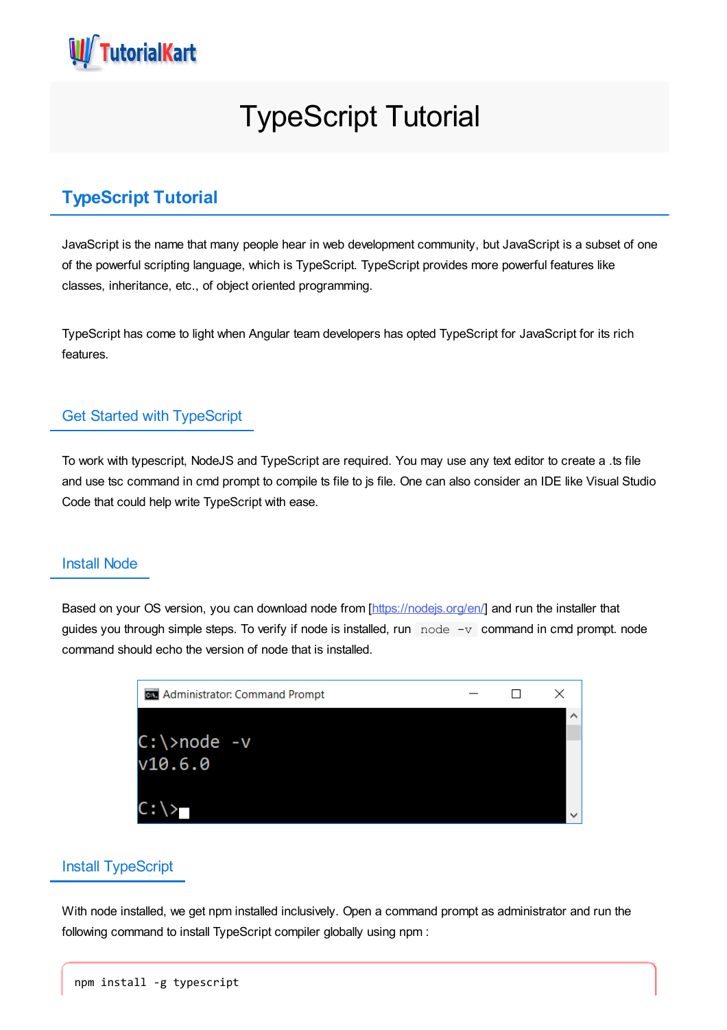# TypeScript Tutorial

## TypeScript Tutorial

JavaScript is the name that many people hear in web development community, but JavaScript is a subset of one of the powerful scripting language, which is TypeScript. TypeScript provides more powerful features like classes, inheritance, etc., of object oriented programming.

TypeScript has come to light when Angular team developers has opted TypeScript for JavaScript for its rich features.

### Get Started with TypeScript

To work with typescript, NodeJS and TypeScript are required. You may use any text editor to create a .ts file and use tsc command in cmd prompt to compile ts file to js file. One can also consider an IDE like Visual Studio Code that could help write TypeScript with ease.

### Install Node

Based on your OS version, you can download node from [https://nodejs.org/en/] and run the installer that guides you through simple steps. To verify if node is installed, run `node -v` command in cmd prompt. node command should echo the version of node that is installed.

```
C:\>node -v
v10.6.0

C:\>
```

### Install TypeScript

With node installed, we get npm installed inclusively. Open a command prompt as administrator and run the following command to install TypeScript compiler globally using npm :

```
npm install -g typescript
```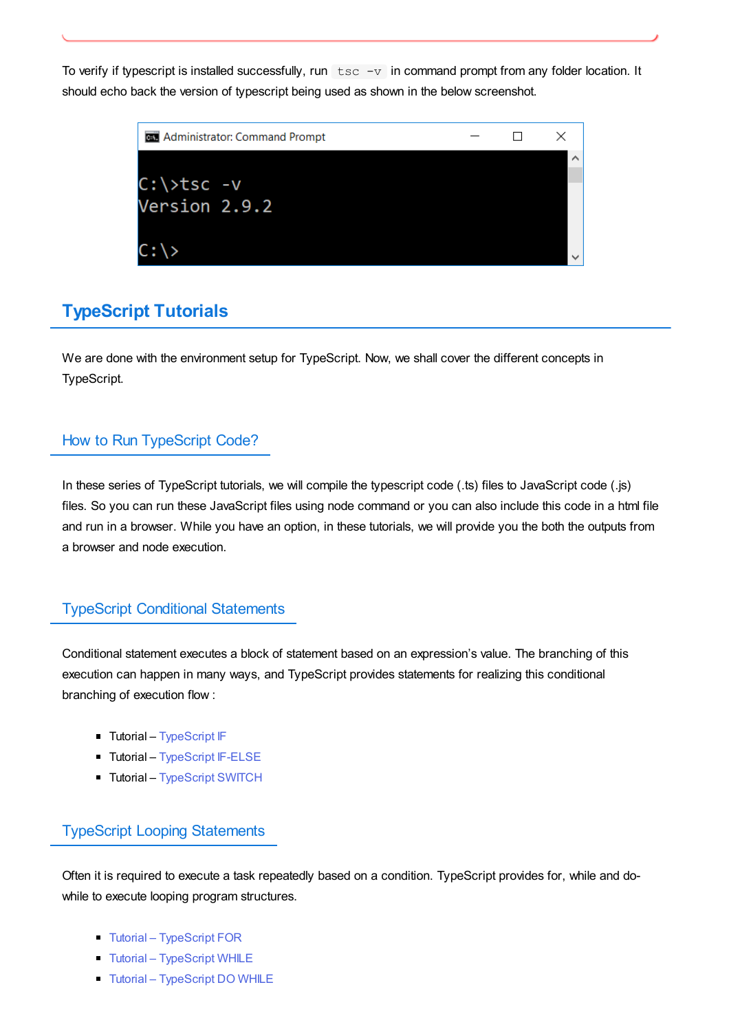To verify if typescript is installed successfully, run `tsc -v` in command prompt from any folder location. It should echo back the version of typescript being used as shown in the below screenshot.

```
C:\>tsc -v
Version 2.9.2

C:\>
```

## TypeScript Tutorials

We are done with the environment setup for TypeScript. Now, we shall cover the different concepts in TypeScript.

### How to Run TypeScript Code?

In these series of TypeScript tutorials, we will compile the typescript code (.ts) files to JavaScript code (.js) files. So you can run these JavaScript files using node command or you can also include this code in a html file and run in a browser. While you have an option, in these tutorials, we will provide you the both the outputs from a browser and node execution.

### TypeScript Conditional Statements

Conditional statement executes a block of statement based on an expression's value. The branching of this execution can happen in many ways, and TypeScript provides statements for realizing this conditional branching of execution flow :

- Tutorial – TypeScript IF
- Tutorial – TypeScript IF-ELSE
- Tutorial – TypeScript SWITCH

### TypeScript Looping Statements

Often it is required to execute a task repeatedly based on a condition. TypeScript provides for, while and do-while to execute looping program structures.

- Tutorial – TypeScript FOR
- Tutorial – TypeScript WHILE
- Tutorial – TypeScript DO WHILE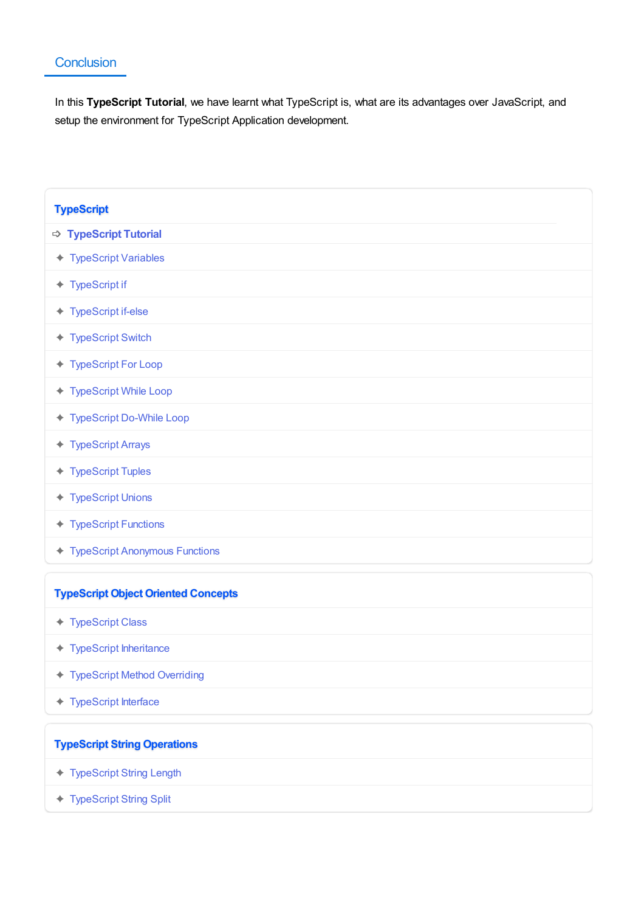## Conclusion

In this **TypeScript Tutorial**, we have learnt what TypeScript is, what are its advantages over JavaScript, and setup the environment for TypeScript Application development.

**TypeScript**

➩ **TypeScript Tutorial**

- ✦ TypeScript Variables
- ✦ TypeScript if
- ✦ TypeScript if-else
- ✦ TypeScript Switch
- ✦ TypeScript For Loop
- ✦ TypeScript While Loop
- ✦ TypeScript Do-While Loop
- ✦ TypeScript Arrays
- ✦ TypeScript Tuples
- ✦ TypeScript Unions
- ✦ TypeScript Functions
- ✦ TypeScript Anonymous Functions

**TypeScript Object Oriented Concepts**

- ✦ TypeScript Class
- ✦ TypeScript Inheritance
- ✦ TypeScript Method Overriding
- ✦ TypeScript Interface

**TypeScript String Operations**

- ✦ TypeScript String Length
- ✦ TypeScript String Split